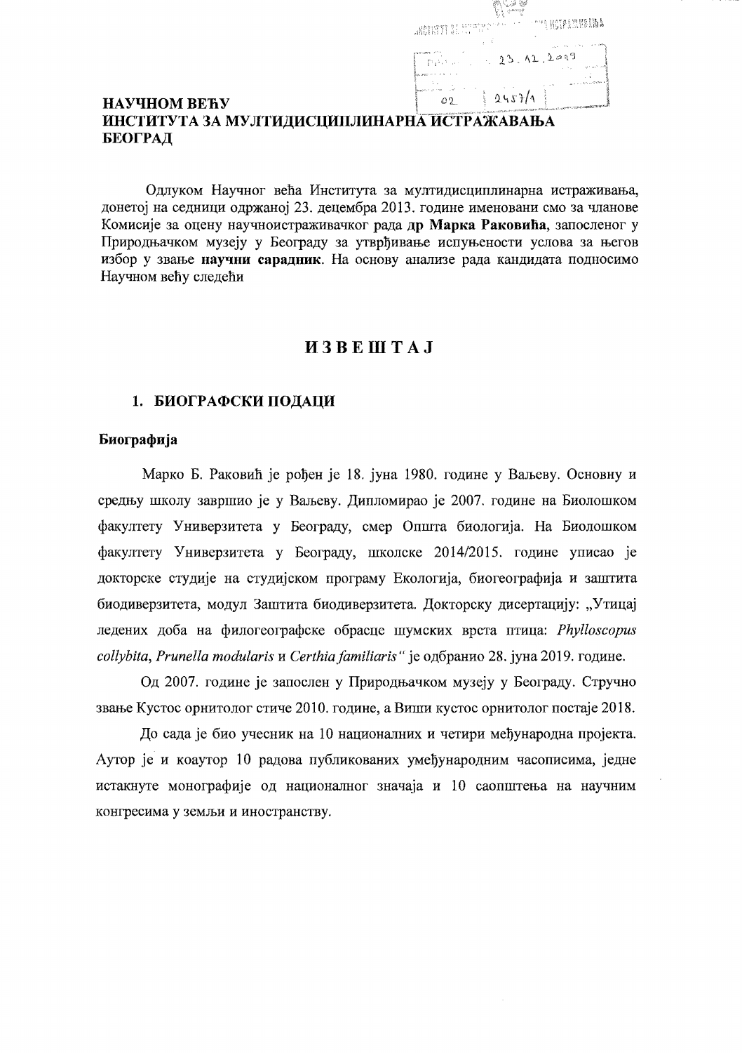**НАУЧНОМ ВЕЋУ**
**ИНСТИТУТА ЗА МУЛТИДИСЦИПЛИНАРНА ИСТРАЖИВАЊА**
**БЕОГРАД**

Одлуком Научног већа Института за мултидисциплинарна истраживања, донетој на седници одржаној 23. децембра 2013. године именовани смо за чланове Комисије за оцену научноистраживачког рада **др Марка Раковића**, запосленог у Природњачком музеју у Београду за утврђивање испуњености услова за његов избор у звање **научни сарадник**. На основу анализе рада кандидата подносимо Научном већу следећи

# ИЗВЕШТАЈ

## 1. БИОГРАФСКИ ПОДАЦИ

### Биографија

Марко Б. Раковић је рођен је 18. јуна 1980. године у Ваљеву. Основну и средњу школу завршио је у Ваљеву. Дипломирао је 2007. године на Биолошком факултету Универзитета у Београду, смер Општа биологија. На Биолошком факултету Универзитета у Београду, школске 2014/2015. године уписао је докторске студије на студијском програму Екологија, биогеографија и заштита биодиверзитета, модул Заштита биодиверзитета. Докторску дисертацију: „Утицај ледених доба на филогеографске обрасце шумских врста птица: *Phylloscopus collybita*, *Prunella modularis* и *Certhia familiaris*" је одбранио 28. јуна 2019. године.

Од 2007. године је запослен у Природњачком музеју у Београду. Стручно звање Кустос орнитолог стиче 2010. године, а Виши кустос орнитолог постаје 2018.

До сада је био учесник на 10 националних и четири међународна пројекта. Аутор је и коаутор 10 радова публикованих умеђународним часописима, једне истакнуте монографије од националног значаја и 10 саопштења на научним конгресима у земљи и иностранству.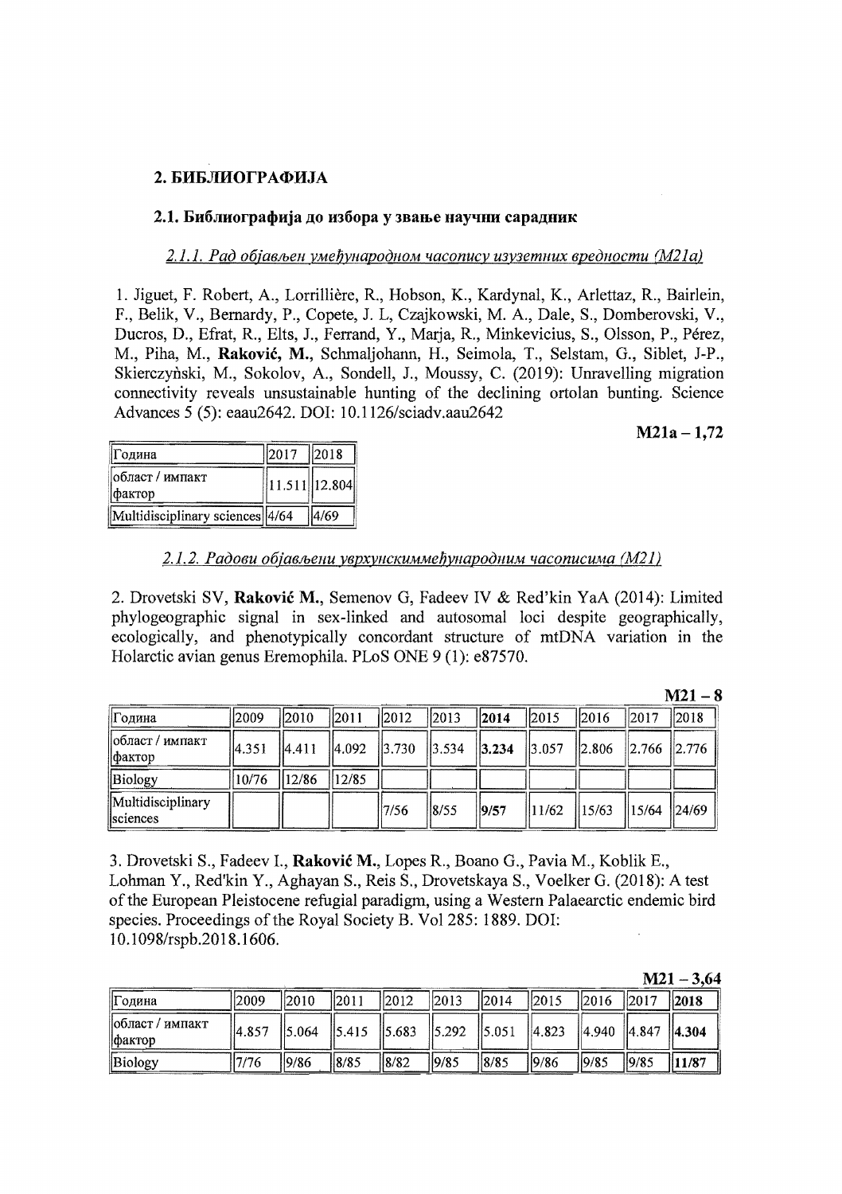## 2. БИБЛИОГРАФИЈА

### 2.1. Библиографија до избора у звање научни сарадник

#### *2.1.1. Рад објављен умеђународном часопису изузетних вредности (M21a)*

1. Jiguet, F. Robert, A., Lorrillière, R., Hobson, K., Kardynal, K., Arlettaz, R., Bairlein, F., Belik, V., Bernardy, P., Copete, J. L, Czajkowski, M. A., Dale, S., Domberovski, V., Ducros, D., Efrat, R., Elts, J., Ferrand, Y., Marja, R., Minkevicius, S., Olsson, P., Pérez, M., Piha, M., **Raković, M.,** Schmaljohann, H., Seimola, T., Selstam, G., Siblet, J-P., Skierczyński, M., Sokolov, A., Sondell, J., Moussy, C. (2019): Unravelling migration connectivity reveals unsustainable hunting of the declining ortolan bunting. Science Advances 5 (5): eaau2642. DOI: 10.1126/sciadv.aau2642

**M21a – 1,72**

| Година | 2017 | 2018 |
|---|---|---|
| област / импакт фактор | 11.511 | 12.804 |
| Multidisciplinary sciences | 4/64 | 4/69 |

#### *2.1.2. Радови објављени уврхунскиммеђународним часописима (M21)*

2. Drovetski SV, **Raković M.,** Semenov G, Fadeev IV & Red'kin YaA (2014): Limited phylogeographic signal in sex-linked and autosomal loci despite geographically, ecologically, and phenotypically concordant structure of mtDNA variation in the Holarctic avian genus Eremophila. PLoS ONE 9 (1): e87570.

**M21 – 8**

| Година | 2009 | 2010 | 2011 | 2012 | 2013 | **2014** | 2015 | 2016 | 2017 | 2018 |
|---|---|---|---|---|---|---|---|---|---|---|
| област / импакт фактор | 4.351 | 4.411 | 4.092 | 3.730 | 3.534 | **3.234** | 3.057 | 2.806 | 2.766 | 2.776 |
| Biology | 10/76 | 12/86 | 12/85 | | | | | | | |
| Multidisciplinary sciences | | | | 7/56 | 8/55 | **9/57** | 11/62 | 15/63 | 15/64 | 24/69 |

3. Drovetski S., Fadeev I., **Raković M.,** Lopes R., Boano G., Pavia M., Koblik E., Lohman Y., Red'kin Y., Aghayan S., Reis S., Drovetskaya S., Voelker G. (2018): A test of the European Pleistocene refugial paradigm, using a Western Palaearctic endemic bird species. Proceedings of the Royal Society B. Vol 285: 1889. DOI: 10.1098/rspb.2018.1606.

**M21 – 3,64**

| Година | 2009 | 2010 | 2011 | 2012 | 2013 | 2014 | 2015 | 2016 | 2017 | **2018** |
|---|---|---|---|---|---|---|---|---|---|---|
| област / импакт фактор | 4.857 | 5.064 | 5.415 | 5.683 | 5.292 | 5.051 | 4.823 | 4.940 | 4.847 | **4.304** |
| Biology | 7/76 | 9/86 | 8/85 | 8/82 | 9/85 | 8/85 | 9/86 | 9/85 | 9/85 | **11/87** |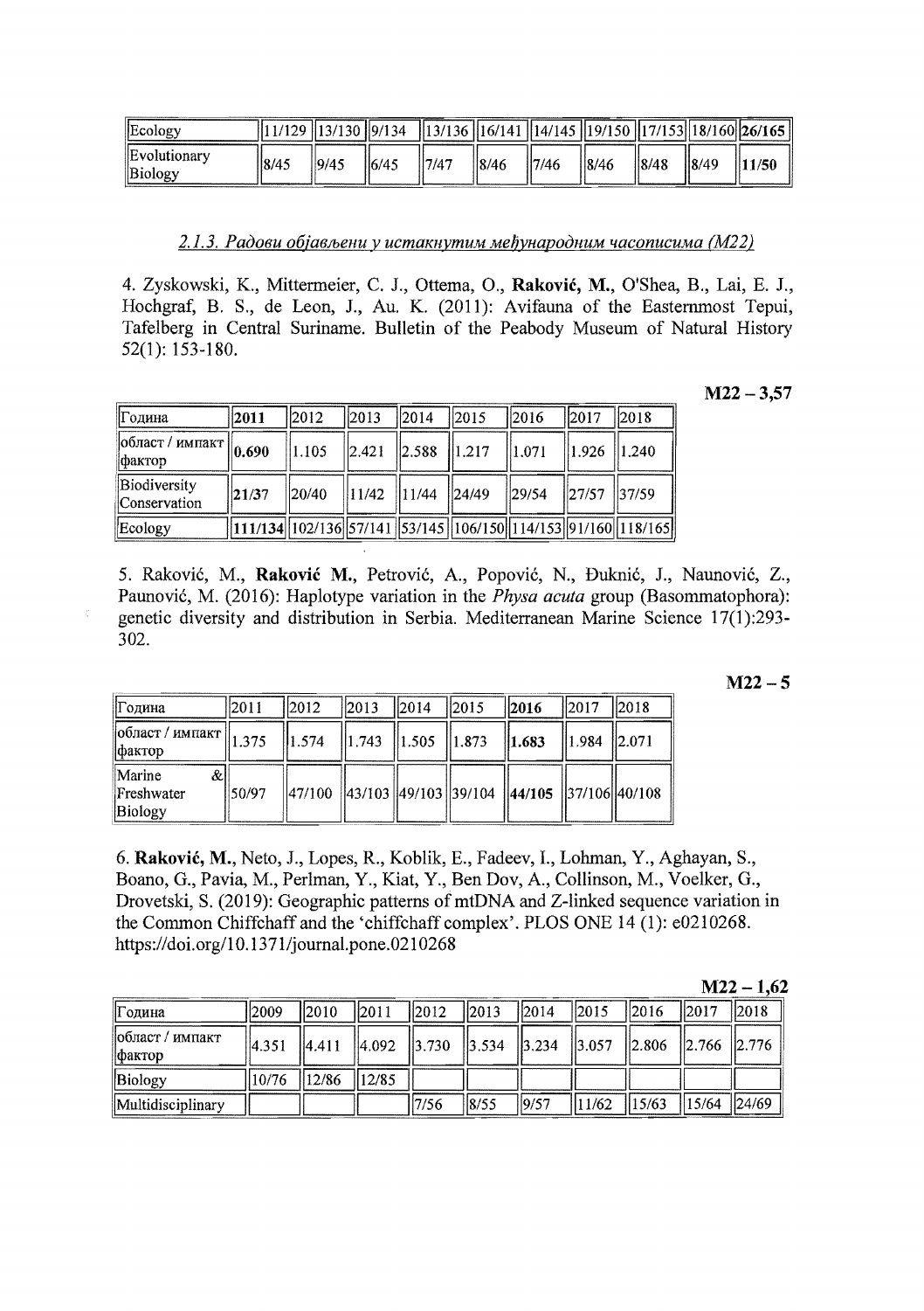| Ecology | 11/129 | 13/130 | 9/134 | 13/136 | 16/141 | 14/145 | 19/150 | 17/153 | 18/160 | **26/165** |
|---|---|---|---|---|---|---|---|---|---|---|
| Evolutionary Biology | 8/45 | 9/45 | 6/45 | 7/47 | 8/46 | 7/46 | 8/46 | 8/48 | 8/49 | **11/50** |

### *2.1.3. Радови објављени у истакнутим међународним часописима (М22)*

4. Zyskowski, K., Mittermeier, C. J., Ottema, O., **Raković, M.**, O'Shea, B., Lai, E. J., Hochgraf, B. S., de Leon, J., Au. K. (2011): Avifauna of the Easternmost Tepui, Tafelberg in Central Suriname. Bulletin of the Peabody Museum of Natural History 52(1): 153-180.

**M22 – 3,57**

| Година | **2011** | 2012 | 2013 | 2014 | 2015 | 2016 | 2017 | 2018 |
|---|---|---|---|---|---|---|---|---|
| област / импакт фактор | **0.690** | 1.105 | 2.421 | 2.588 | 1.217 | 1.071 | 1.926 | 1.240 |
| Biodiversity Conservation | **21/37** | 20/40 | 11/42 | 11/44 | 24/49 | 29/54 | 27/57 | 37/59 |
| Ecology | **111/134** | 102/136 | 57/141 | 53/145 | 106/150 | 114/153 | 91/160 | 118/165 |

5. Raković, M., **Raković M.**, Petrović, A., Popović, N., Đuknić, J., Naunović, Z., Paunović, M. (2016): Haplotype variation in the *Physa acuta* group (Basommatophora): genetic diversity and distribution in Serbia. Mediterranean Marine Science 17(1):293-302.

**M22 – 5**

| Година | 2011 | 2012 | 2013 | 2014 | 2015 | **2016** | 2017 | 2018 |
|---|---|---|---|---|---|---|---|---|
| област / импакт фактор | 1.375 | 1.574 | 1.743 | 1.505 | 1.873 | **1.683** | 1.984 | 2.071 |
| Marine & Freshwater Biology | 50/97 | 47/100 | 43/103 | 49/103 | 39/104 | **44/105** | 37/106 | 40/108 |

6. **Raković, M.**, Neto, J., Lopes, R., Koblik, E., Fadeev, I., Lohman, Y., Aghayan, S., Boano, G., Pavia, M., Perlman, Y., Kiat, Y., Ben Dov, A., Collinson, M., Voelker, G., Drovetski, S. (2019): Geographic patterns of mtDNA and Z-linked sequence variation in the Common Chiffchaff and the 'chiffchaff complex'. PLOS ONE 14 (1): e0210268. https://doi.org/10.1371/journal.pone.0210268

**M22 – 1,62**

| Година | 2009 | 2010 | 2011 | 2012 | 2013 | 2014 | 2015 | 2016 | 2017 | 2018 |
|---|---|---|---|---|---|---|---|---|---|---|
| област / импакт фактор | 4.351 | 4.411 | 4.092 | 3.730 | 3.534 | 3.234 | 3.057 | 2.806 | 2.766 | 2.776 |
| Biology | 10/76 | 12/86 | 12/85 | | | | | | | |
| Multidisciplinary | | | | 7/56 | 8/55 | 9/57 | 11/62 | 15/63 | 15/64 | 24/69 |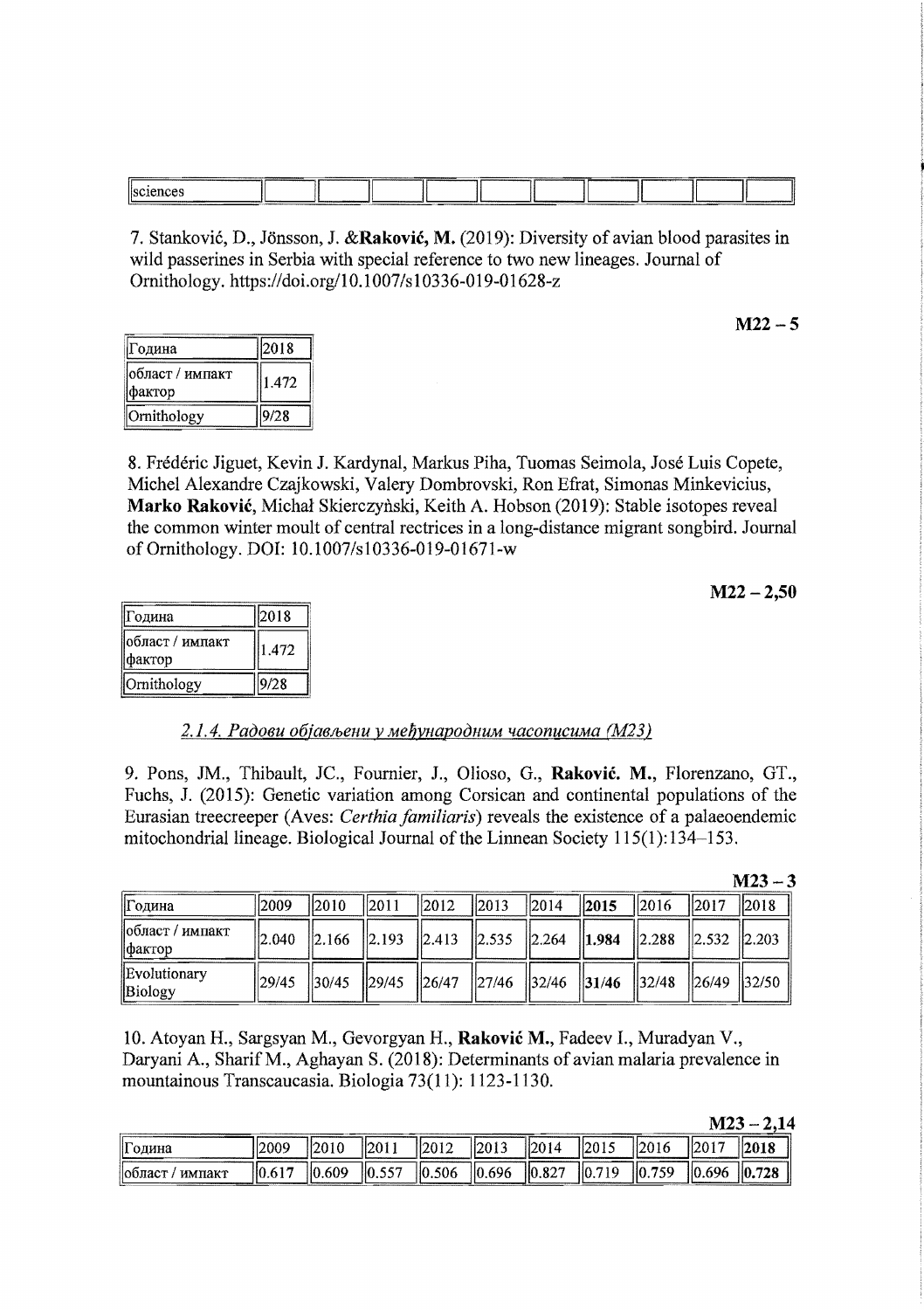| sciences | | | | | | | | | | |
|---|---|---|---|---|---|---|---|---|---|---|

7. Stanković, D., Jönsson, J. &**Raković, M.** (2019): Diversity of avian blood parasites in wild passerines in Serbia with special reference to two new lineages. Journal of Ornithology. https://doi.org/10.1007/s10336-019-01628-z

**M22 – 5**

| Година | 2018 |
|---|---|
| област / импакт фактор | 1.472 |
| Ornithology | 9/28 |

8. Frédéric Jiguet, Kevin J. Kardynal, Markus Piha, Tuomas Seimola, José Luis Copete, Michel Alexandre Czajkowski, Valery Dombrovski, Ron Efrat, Simonas Minkevicius, **Marko Raković**, Michał Skierczyński, Keith A. Hobson (2019): Stable isotopes reveal the common winter moult of central rectrices in a long-distance migrant songbird. Journal of Ornithology. DOI: 10.1007/s10336-019-01671-w

**M22 – 2,50**

| Година | 2018 |
|---|---|
| област / импакт фактор | 1.472 |
| Ornithology | 9/28 |

### *2.1.4. Радови објављени у међународним часописима (M23)*

9. Pons, JM., Thibault, JC., Fournier, J., Olioso, G., **Raković. M.**, Florenzano, GT., Fuchs, J. (2015): Genetic variation among Corsican and continental populations of the Eurasian treecreeper (Aves: *Certhia familiaris*) reveals the existence of a palaeoendemic mitochondrial lineage. Biological Journal of the Linnean Society 115(1):134–153.

**M23 – 3**

| Година | 2009 | 2010 | 2011 | 2012 | 2013 | 2014 | **2015** | 2016 | 2017 | 2018 |
|---|---|---|---|---|---|---|---|---|---|---|
| област / импакт фактор | 2.040 | 2.166 | 2.193 | 2.413 | 2.535 | 2.264 | **1.984** | 2.288 | 2.532 | 2.203 |
| Evolutionary Biology | 29/45 | 30/45 | 29/45 | 26/47 | 27/46 | 32/46 | **31/46** | 32/48 | 26/49 | 32/50 |

10. Atoyan H., Sargsyan M., Gevorgyan H., **Raković M.**, Fadeev I., Muradyan V., Daryani A., Sharif M., Aghayan S. (2018): Determinants of avian malaria prevalence in mountainous Transcaucasia. Biologia 73(11): 1123-1130.

**M23 – 2,14**

| Година | 2009 | 2010 | 2011 | 2012 | 2013 | 2014 | 2015 | 2016 | 2017 | **2018** |
|---|---|---|---|---|---|---|---|---|---|---|
| област / импакт | 0.617 | 0.609 | 0.557 | 0.506 | 0.696 | 0.827 | 0.719 | 0.759 | 0.696 | **0.728** |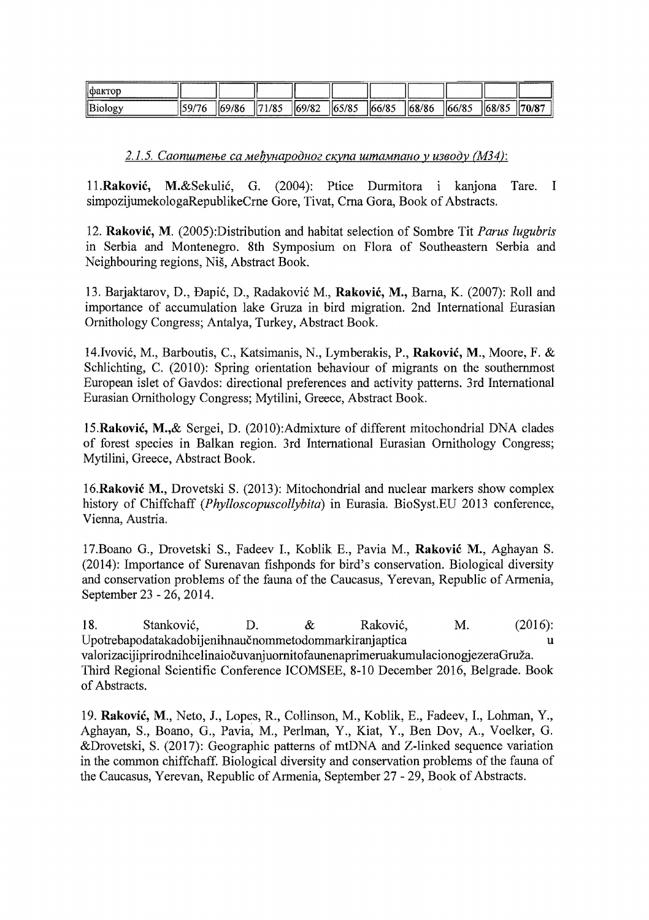| фактор | | | | | | | | | | |
|---|---|---|---|---|---|---|---|---|---|---|
| Biology | 59/76 | 69/86 | 71/85 | 69/82 | 65/85 | 66/85 | 68/86 | 66/85 | 68/85 | **70/87** |

*2.1.5. Саопштење са међународног скупа штампано у изводу (М34):*

11.**Raković, M.**&Sekulić, G. (2004): Ptice Durmitora i kanjona Tare. I simpozijumekologaRepublikeCrne Gore, Tivat, Crna Gora, Book of Abstracts.

12. **Raković, M**. (2005):Distribution and habitat selection of Sombre Tit *Parus lugubris* in Serbia and Montenegro. 8th Symposium on Flora of Southeastern Serbia and Neighbouring regions, Niš, Abstract Book.

13. Barjaktarov, D., Đapić, D., Radaković M., **Raković, M.**, Barna, K. (2007): Roll and importance of accumulation lake Gruza in bird migration. 2nd International Eurasian Ornithology Congress; Antalya, Turkey, Abstract Book.

14.Ivović, M., Barboutis, C., Katsimanis, N., Lymberakis, P., **Raković, M.**, Moore, F. & Schlichting, C. (2010): Spring orientation behaviour of migrants on the southernmost European islet of Gavdos: directional preferences and activity patterns. 3rd International Eurasian Ornithology Congress; Mytilini, Greece, Abstract Book.

15.**Raković, M.,**& Sergei, D. (2010):Admixture of different mitochondrial DNA clades of forest species in Balkan region. 3rd International Eurasian Ornithology Congress; Mytilini, Greece, Abstract Book.

16.**Raković M.**, Drovetski S. (2013): Mitochondrial and nuclear markers show complex history of Chiffchaff (*Phylloscopuscollybita*) in Eurasia. BioSyst.EU 2013 conference, Vienna, Austria.

17.Boano G., Drovetski S., Fadeev I., Koblik E., Pavia M., **Raković M.**, Aghayan S. (2014): Importance of Surenavan fishponds for bird's conservation. Biological diversity and conservation problems of the fauna of the Caucasus, Yerevan, Republic of Armenia, September 23 - 26, 2014.

18. Stanković, D. & Raković, M. (2016): Upotrebapodatakadobijenihnaučnommetodommarkiranjaptica u valorizacijiprirodnihcelinaiočuvanjuornitofaunenaprimeruakumulacionogjezeraGruža. Third Regional Scientific Conference ICOMSEE, 8-10 December 2016, Belgrade. Book of Abstracts.

19. **Raković, M.**, Neto, J., Lopes, R., Collinson, M., Koblik, E., Fadeev, I., Lohman, Y., Aghayan, S., Boano, G., Pavia, M., Perlman, Y., Kiat, Y., Ben Dov, A., Voelker, G. &Drovetski, S. (2017): Geographic patterns of mtDNA and Z-linked sequence variation in the common chiffchaff. Biological diversity and conservation problems of the fauna of the Caucasus, Yerevan, Republic of Armenia, September 27 - 29, Book of Abstracts.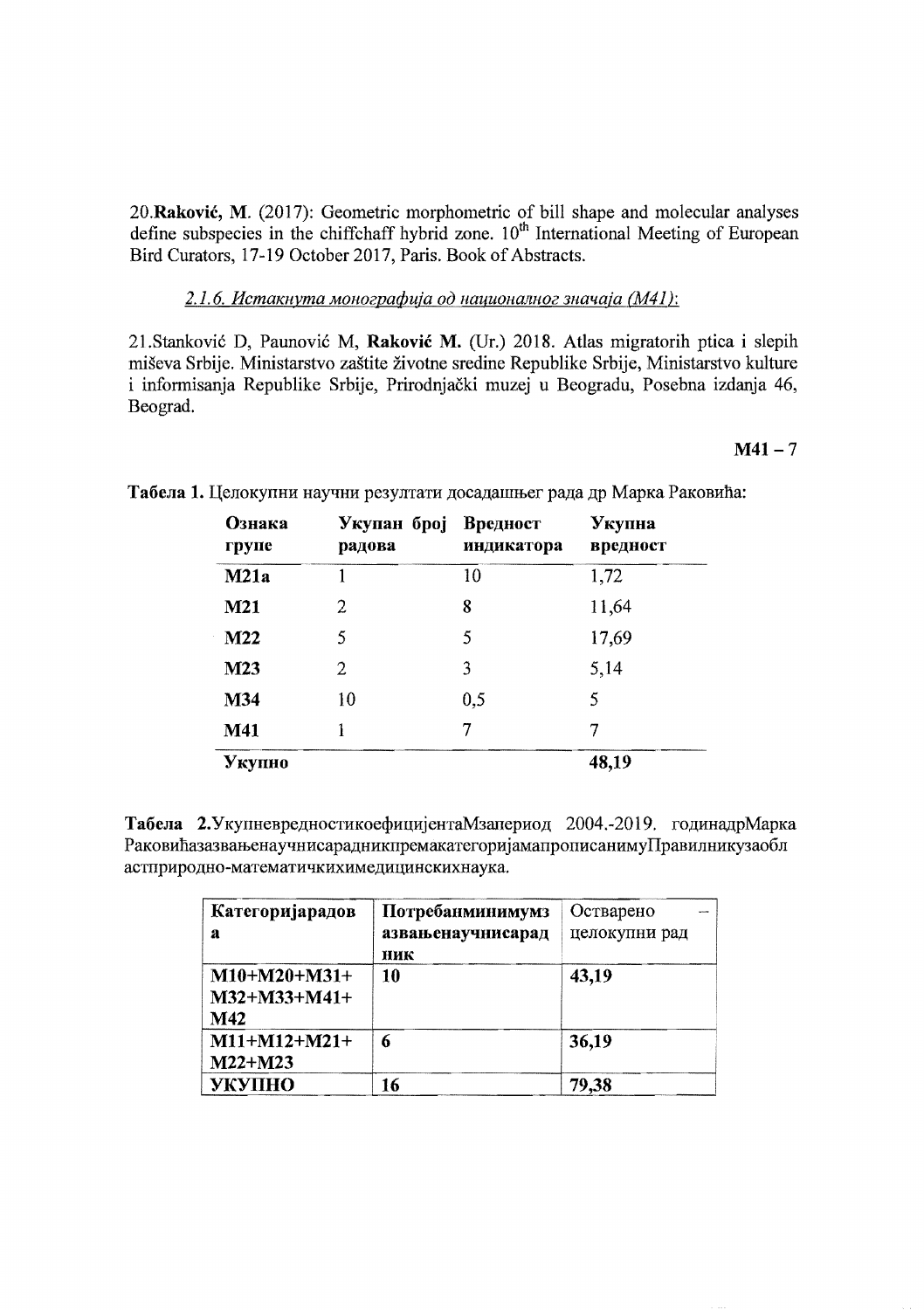20.**Raković, M.** (2017): Geometric morphometric of bill shape and molecular analyses define subspecies in the chiffchaff hybrid zone. 10th International Meeting of European Bird Curators, 17-19 October 2017, Paris. Book of Abstracts.

*2.1.6. Истакнута монографија од националног значаја (М41):*

21.Stanković D, Paunović M, **Raković M.** (Ur.) 2018. Atlas migratorih ptica i slepih miševa Srbije. Ministarstvo zaštite životne sredine Republike Srbije, Ministarstvo kulture i informisanja Republike Srbije, Prirodnjački muzej u Beogradu, Posebna izdanja 46, Beograd.

**M41 – 7**

**Табела 1.** Целокупни научни резултати досадашњег рада др Марка Раковића:

| Ознака групе | Укупан број радова | Вредност индикатора | Укупна вредност |
|---|---|---|---|
| **M21a** | 1 | 10 | 1,72 |
| **M21** | 2 | 8 | 11,64 |
| **M22** | 5 | 5 | 17,69 |
| **M23** | 2 | 3 | 5,14 |
| **M34** | 10 | 0,5 | 5 |
| **M41** | 1 | 7 | 7 |
| **Укупно** | | | **48,19** |

**Табела 2.**УкупневредностикоефицијентаМзапериод 2004.-2019. годинадрМарка РаковићазазвањенаучнисарадникпремакатегоријамапрописанимуПравилникузаобластприродно-математичкихимедицинскихнаука.

| Категоријарадова | Потребанминимумзазвањенаучнисарадник | Остварено – целокупни рад |
|---|---|---|
| **M10+M20+M31+M32+M33+M41+M42** | **10** | **43,19** |
| **M11+M12+M21+M22+M23** | **6** | **36,19** |
| **УКУПНО** | **16** | **79,38** |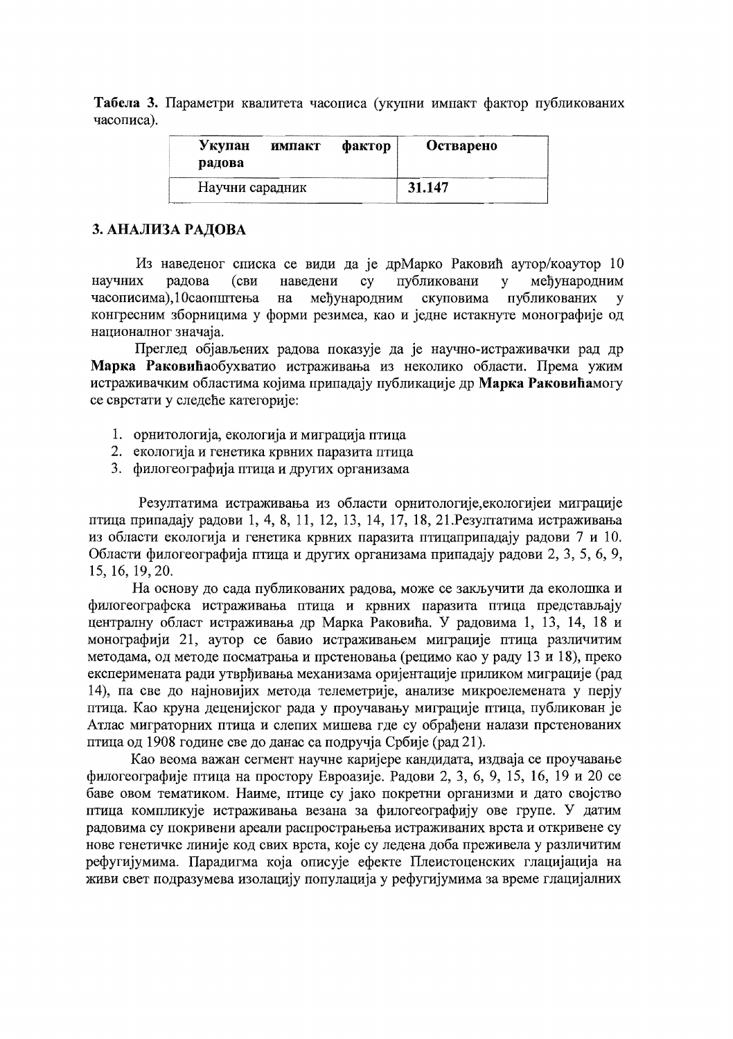**Табела 3.** Параметри квалитета часописа (укупни импакт фактор публикованих часописа).

| **Укупан импакт фактор радова** | **Остварено** |
|---|---|
| Научни сарадник | **31.147** |

## 3. АНАЛИЗА РАДОВА

Из наведеног списка се види да је дрМарко Раковић аутор/коаутор 10 научних радова (сви наведени су публиковани у међународним часописима),10саопштења на међународним скуповима публикованих у конгресним зборницима у форми резимеа, као и једне истакнуте монографије од националног значаја.

Преглед објављених радова показује да је научно-истраживачки рад др **Марка Раковића**обухватио истраживања из неколико области. Према ужим истраживачким областима којима припадају публикације др **Марка Раковића**могу се сврстати у следеће категорије:

1. орнитологија, екологија и миграција птица
2. екологија и генетика крвних паразита птица
3. филогеографија птица и других организама

Резултатима истраживања из области орнитологије,екологијеи миграције птица припадају радови 1, 4, 8, 11, 12, 13, 14, 17, 18, 21.Резултатима истраживања из области екологија и генетика крвних паразита птицаприпадају радови 7 и 10. Области филогеографија птица и других организама припадају радови 2, 3, 5, 6, 9, 15, 16, 19, 20.

На основу до сада публикованих радова, може се закључити да еколошка и филогеографска истраживања птица и крвних паразита птица представљају централну област истраживања др Марка Раковића. У радовима 1, 13, 14, 18 и монографији 21, аутор се бавио истраживањем миграције птица различитим методама, од методе посматрања и прстеновања (рецимо као у раду 13 и 18), преко експеримената ради утврђивања механизама оријентације приликом миграције (рад 14), па све до најновијих метода телеметрије, анализе микроелемената у перју птица. Као круна деценијског рада у проучавању миграције птица, публикован је Атлас миграторних птица и слепих мишева где су обрађени налази прстенованих птица од 1908 године све до данас са подручја Србије (рад 21).

Као веома важан сегмент научне каријере кандидата, издваја се проучавање филогеографије птица на простору Евроазије. Радови 2, 3, 6, 9, 15, 16, 19 и 20 се баве овом тематиком. Наиме, птице су јако покретни организми и дато својство птица компликује истраживања везана за филогеографију ове групе. У датим радовима су покривени ареали распрострањења истраживаних врста и откривене су нове генетичке линије код свих врста, које су ледена доба преживела у различитим рефугијумима. Парадигма која описује ефекте Плеистоценских глацијација на живи свет подразумева изолацију популација у рефугијумима за време глацијалних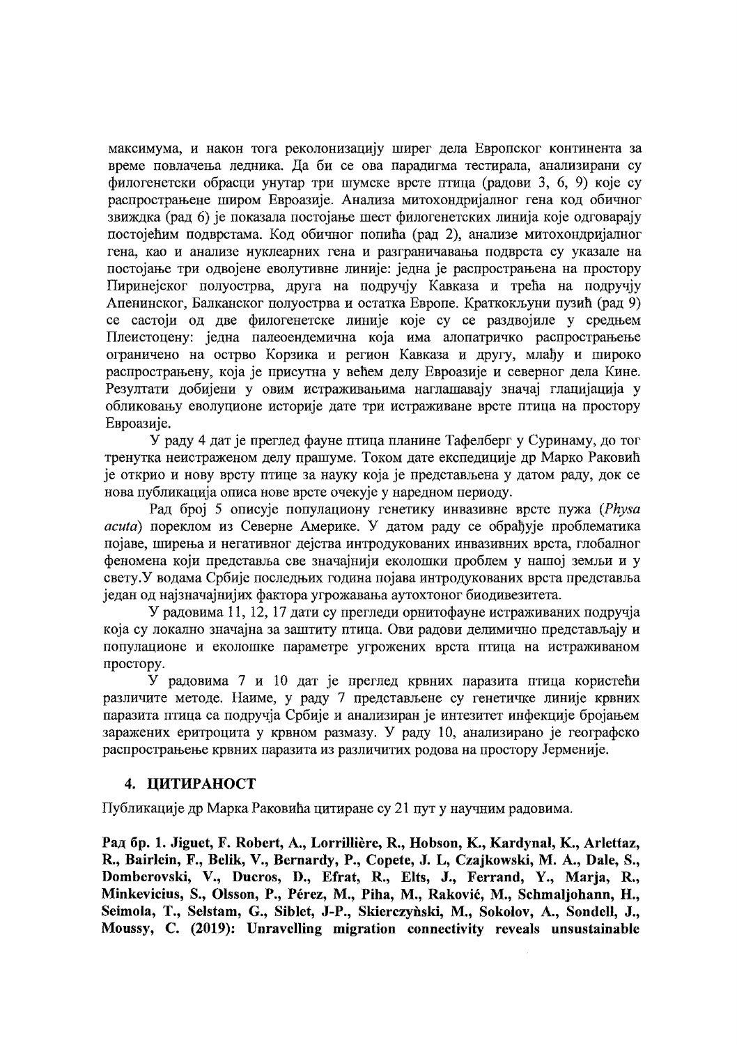максимума, и након тога реколонизацију ширег дела Европског континента за време повлачења ледника. Да би се ова парадигма тестирала, анализирани су филогенетски обрасци унутар три шумске врсте птица (радови 3, 6, 9) које су распрострањене широм Евроазије. Анализа митохондријалног гена код обичног звиждка (рад 6) је показала постојање шест филогенетских линија које одговарају постојећим подврстама. Код обичног попића (рад 2), анализе митохондријалног гена, као и анализе нуклеарних гена и разграничавања подврста су указале на постојање три одвојене еволутивне линије: једна је распрострањена на простору Пиринејског полуострва, друга на подручју Кавказа и трећа на подручју Апенинског, Балканског полуострва и остатка Европе. Краткокљуни пузић (рад 9) се састоји од две филогенетске линије које су се раздвојиле у средњем Плеистоцену: једна палеоендемична која има алопатричко распрострањење ограничено на острво Корзика и регион Кавказа и другу, млађу и широко распрострањену, која је присутна у већем делу Евроазије и северног дела Кине. Резултати добијени у овим истраживањима наглашавају значај глацијација у обликовању еволуционе историје дате три истраживане врсте птица на простору Евроазије.

У раду 4 дат је преглед фауне птица планине Тафелберг у Суринаму, до тог тренутка неистраженом делу прашуме. Током дате експедиције др Марко Раковић је открио и нову врсту птице за науку која је представљена у датом раду, док се нова публикација описа нове врсте очекује у наредном периоду.

Рад број 5 описује популациону генетику инвазивне врсте пужа (*Physa acuta*) пореклом из Северне Америке. У датом раду се обрађује проблематика појаве, ширења и негативног дејства интродукованих инвазивних врста, глобалног феномена који представља све значајнији еколошки проблем у нашој земљи и у свету.У водама Србије последњих година појава интродукованих врста представља један од најзначајнијих фактора угрожавања аутохтоног биодивезитета.

У радовима 11, 12, 17 дати су прегледи орнитофауне истраживаних подручја која су локално значајна за заштиту птица. Ови радови делимично представљају и популационе и еколошке параметре угрожених врста птица на истраживаном простору.

У радовима 7 и 10 дат је преглед крвних паразита птица користећи различите методе. Наиме, у раду 7 представљене су генетичке линије крвних паразита птица са подручја Србије и анализиран је интезитет инфекције бројањем заражених еритроцита у крвном размазу. У раду 10, анализирано је географско распрострањење крвних паразита из различитих родова на простору Јерменије.

## 4. ЦИТИРАНОСТ

Публикације др Марка Раковића цитиране су 21 пут у научним радовима.

**Рад бр. 1. Jiguet, F. Robert, A., Lorrillière, R., Hobson, K., Kardynal, K., Arlettaz, R., Bairlein, F., Belik, V., Bernardy, P., Copete, J. L, Czajkowski, M. A., Dale, S., Dombrovski, V., Ducros, D., Efrat, R., Elts, J., Ferrand, Y., Marja, R., Minkevicius, S., Olsson, P., Pérez, M., Piha, M., Raković, M., Schmaljohann, H., Seimola, T., Selstam, G., Siblet, J-P., Skierczyński, M., Sokolov, A., Sondell, J., Moussy, C. (2019): Unravelling migration connectivity reveals unsustainable**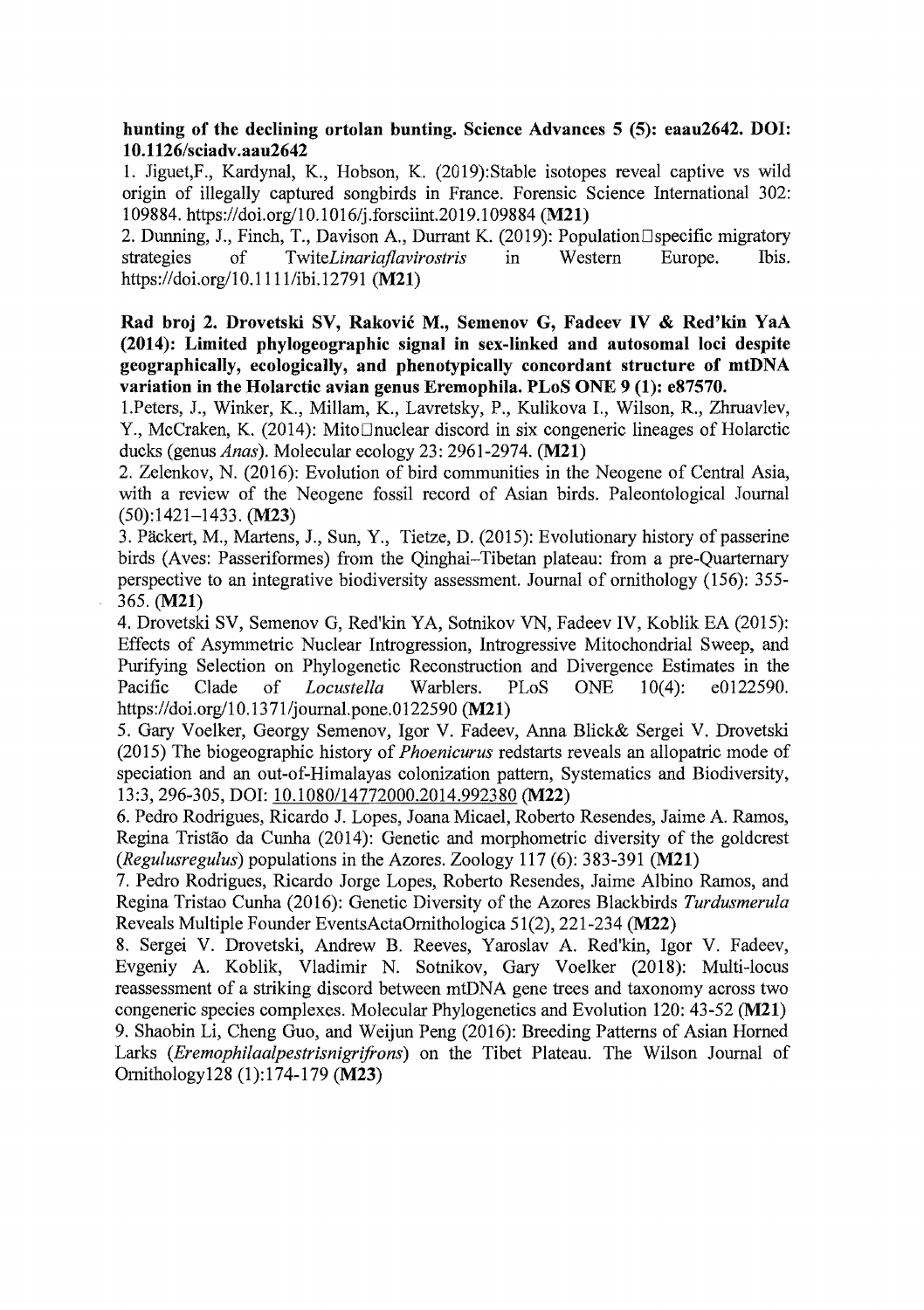**hunting of the declining ortolan bunting. Science Advances 5 (5): eaau2642. DOI: 10.1126/sciadv.aau2642**

1. Jiguet,F., Kardynal, K., Hobson, K. (2019):Stable isotopes reveal captive vs wild origin of illegally captured songbirds in France. Forensic Science International 302: 109884. https://doi.org/10.1016/j.forsciint.2019.109884 **(M21)**

2. Dunning, J., Finch, T., Davison A., Durrant K. (2019): Population□specific migratory strategies of Twite*Linariaflavirostris* in Western Europe. Ibis. https://doi.org/10.1111/ibi.12791 **(M21)**

**Rad broj 2. Drovetski SV, Raković M., Semenov G, Fadeev IV & Red'kin YaA (2014): Limited phylogeographic signal in sex-linked and autosomal loci despite geographically, ecologically, and phenotypically concordant structure of mtDNA variation in the Holarctic avian genus Eremophila. PLoS ONE 9 (1): e87570.**

1.Peters, J., Winker, K., Millam, K., Lavretsky, P., Kulikova I., Wilson, R., Zhruavlev, Y., McCraken, K. (2014): Mito□nuclear discord in six congeneric lineages of Holarctic ducks (genus *Anas*). Molecular ecology 23: 2961-2974. **(M21)**

2. Zelenkov, N. (2016): Evolution of bird communities in the Neogene of Central Asia, with a review of the Neogene fossil record of Asian birds. Paleontological Journal (50):1421–1433. **(M23)**

3. Päckert, M., Martens, J., Sun, Y., Tietze, D. (2015): Evolutionary history of passerine birds (Aves: Passeriformes) from the Qinghai–Tibetan plateau: from a pre-Quarternary perspective to an integrative biodiversity assessment. Journal of ornithology (156): 355-365. **(M21)**

4. Drovetski SV, Semenov G, Red'kin YA, Sotnikov VN, Fadeev IV, Koblik EA (2015): Effects of Asymmetric Nuclear Introgression, Introgressive Mitochondrial Sweep, and Purifying Selection on Phylogenetic Reconstruction and Divergence Estimates in the Pacific Clade of *Locustella* Warblers. PLoS ONE 10(4): e0122590. https://doi.org/10.1371/journal.pone.0122590 **(M21)**

5. Gary Voelker, Georgy Semenov, Igor V. Fadeev, Anna Blick& Sergei V. Drovetski (2015) The biogeographic history of *Phoenicurus* redstarts reveals an allopatric mode of speciation and an out-of-Himalayas colonization pattern, Systematics and Biodiversity, 13:3, 296-305, DOI: 10.1080/14772000.2014.992380 **(M22)**

6. Pedro Rodrigues, Ricardo J. Lopes, Joana Micael, Roberto Resendes, Jaime A. Ramos, Regina Tristão da Cunha (2014): Genetic and morphometric diversity of the goldcrest (*Regulusregulus*) populations in the Azores. Zoology 117 (6): 383-391 **(M21)**

7. Pedro Rodrigues, Ricardo Jorge Lopes, Roberto Resendes, Jaime Albino Ramos, and Regina Tristao Cunha (2016): Genetic Diversity of the Azores Blackbirds *Turdusmerula* Reveals Multiple Founder EventsActaOrnithologica 51(2), 221-234 **(M22)**

8. Sergei V. Drovetski, Andrew B. Reeves, Yaroslav A. Red'kin, Igor V. Fadeev, Evgeniy A. Koblik, Vladimir N. Sotnikov, Gary Voelker (2018): Multi-locus reassessment of a striking discord between mtDNA gene trees and taxonomy across two congeneric species complexes. Molecular Phylogenetics and Evolution 120: 43-52 **(M21)**

9. Shaobin Li, Cheng Guo, and Weijun Peng (2016): Breeding Patterns of Asian Horned Larks (*Eremophilaalpestrisnigrifrons*) on the Tibet Plateau. The Wilson Journal of Ornithology128 (1):174-179 **(M23)**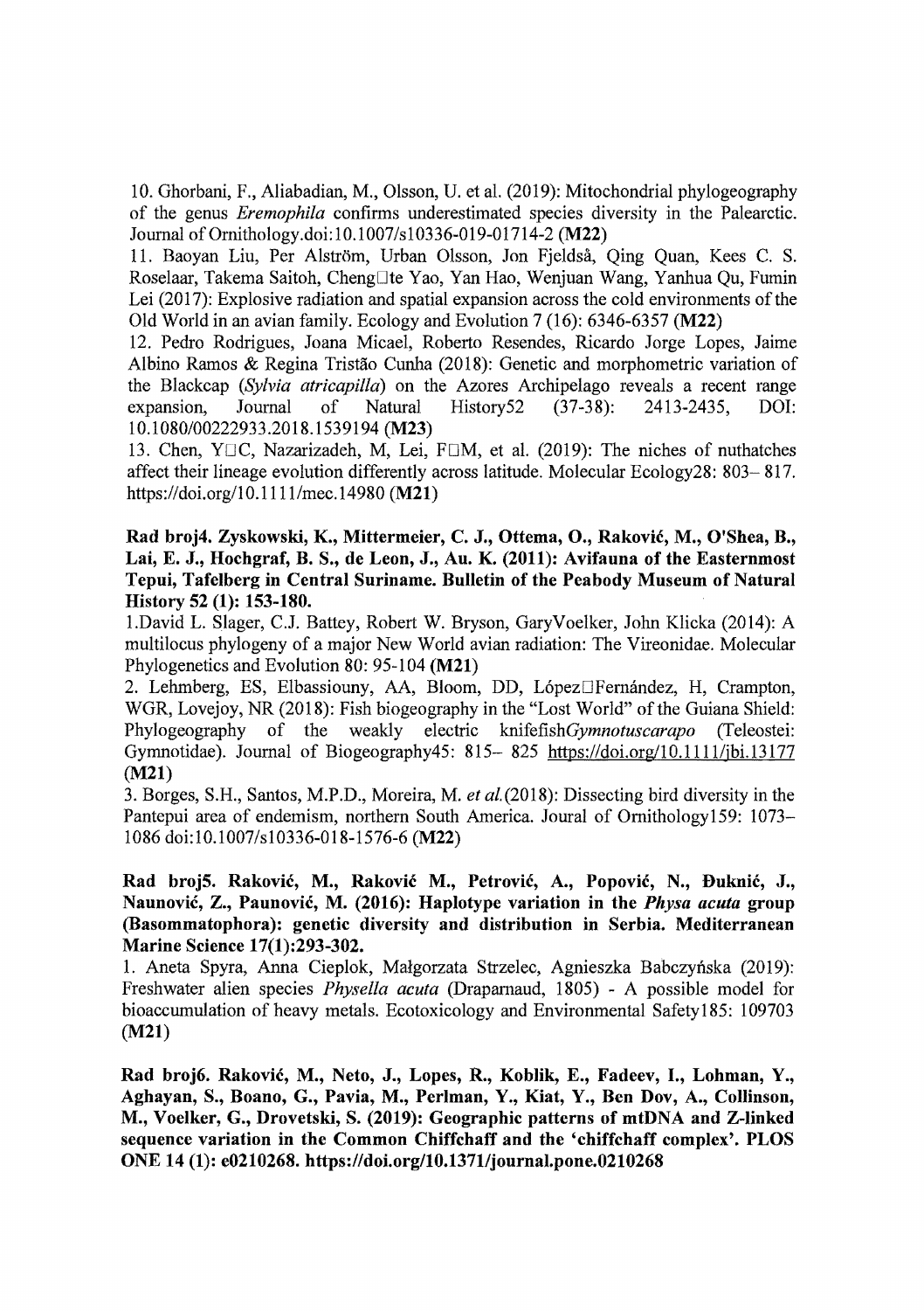10. Ghorbani, F., Aliabadian, M., Olsson, U. et al. (2019): Mitochondrial phylogeography of the genus *Eremophila* confirms underestimated species diversity in the Palearctic. Journal of Ornithology.doi:10.1007/s10336-019-01714-2 **(M22)**

11. Baoyan Liu, Per Alström, Urban Olsson, Jon Fjeldså, Qing Quan, Kees C. S. Roselaar, Takema Saitoh, Cheng□te Yao, Yan Hao, Wenjuan Wang, Yanhua Qu, Fumin Lei (2017): Explosive radiation and spatial expansion across the cold environments of the Old World in an avian family. Ecology and Evolution 7 (16): 6346-6357 **(M22)**

12. Pedro Rodrigues, Joana Micael, Roberto Resendes, Ricardo Jorge Lopes, Jaime Albino Ramos & Regina Tristão Cunha (2018): Genetic and morphometric variation of the Blackcap (*Sylvia atricapilla*) on the Azores Archipelago reveals a recent range expansion, Journal of Natural History52 (37-38): 2413-2435, DOI: 10.1080/00222933.2018.1539194 **(M23)**

13. Chen, Y□C, Nazarizadeh, M, Lei, F□M, et al. (2019): The niches of nuthatches affect their lineage evolution differently across latitude. Molecular Ecology28: 803– 817. https://doi.org/10.1111/mec.14980 **(M21)**

**Rad broj4. Zyskowski, K., Mittermeier, C. J., Ottema, O., Raković, M., O'Shea, B., Lai, E. J., Hochgraf, B. S., de Leon, J., Au. K. (2011): Avifauna of the Easternmost Tepui, Tafelberg in Central Suriname. Bulletin of the Peabody Museum of Natural History 52 (1): 153-180.**

1.David L. Slager, C.J. Battey, Robert W. Bryson, GaryVoelker, John Klicka (2014): A multilocus phylogeny of a major New World avian radiation: The Vireonidae. Molecular Phylogenetics and Evolution 80: 95-104 **(M21)**

2. Lehmberg, ES, Elbassiouny, AA, Bloom, DD, López□Fernández, H, Crampton, WGR, Lovejoy, NR (2018): Fish biogeography in the "Lost World" of the Guiana Shield: Phylogeography of the weakly electric knifefish*Gymnotuscarapo* (Teleostei: Gymnotidae). Journal of Biogeography45: 815– 825 https://doi.org/10.1111/jbi.13177 **(M21)**

3. Borges, S.H., Santos, M.P.D., Moreira, M. *et al.*(2018): Dissecting bird diversity in the Pantepui area of endemism, northern South America. Joural of Ornithology159: 1073–1086 doi:10.1007/s10336-018-1576-6 **(M22)**

**Rad broj5. Raković, M., Raković M., Petrović, A., Popović, N., Đuknić, J., Naunović, Z., Paunović, M. (2016): Haplotype variation in the *Physa acuta* group (Basommatophora): genetic diversity and distribution in Serbia. Mediterranean Marine Science 17(1):293-302.**

1. Aneta Spyra, Anna Cieplok, Małgorzata Strzelec, Agnieszka Babczyńska (2019): Freshwater alien species *Physella acuta* (Draparnaud, 1805) - A possible model for bioaccumulation of heavy metals. Ecotoxicology and Environmental Safety185: 109703 **(M21)**

**Rad broj6. Raković, M., Neto, J., Lopes, R., Koblik, E., Fadeev, I., Lohman, Y., Aghayan, S., Boano, G., Pavia, M., Perlman, Y., Kiat, Y., Ben Dov, A., Collinson, M., Voelker, G., Drovetski, S. (2019): Geographic patterns of mtDNA and Z-linked sequence variation in the Common Chiffchaff and the 'chiffchaff complex'. PLOS ONE 14 (1): e0210268. https://doi.org/10.1371/journal.pone.0210268**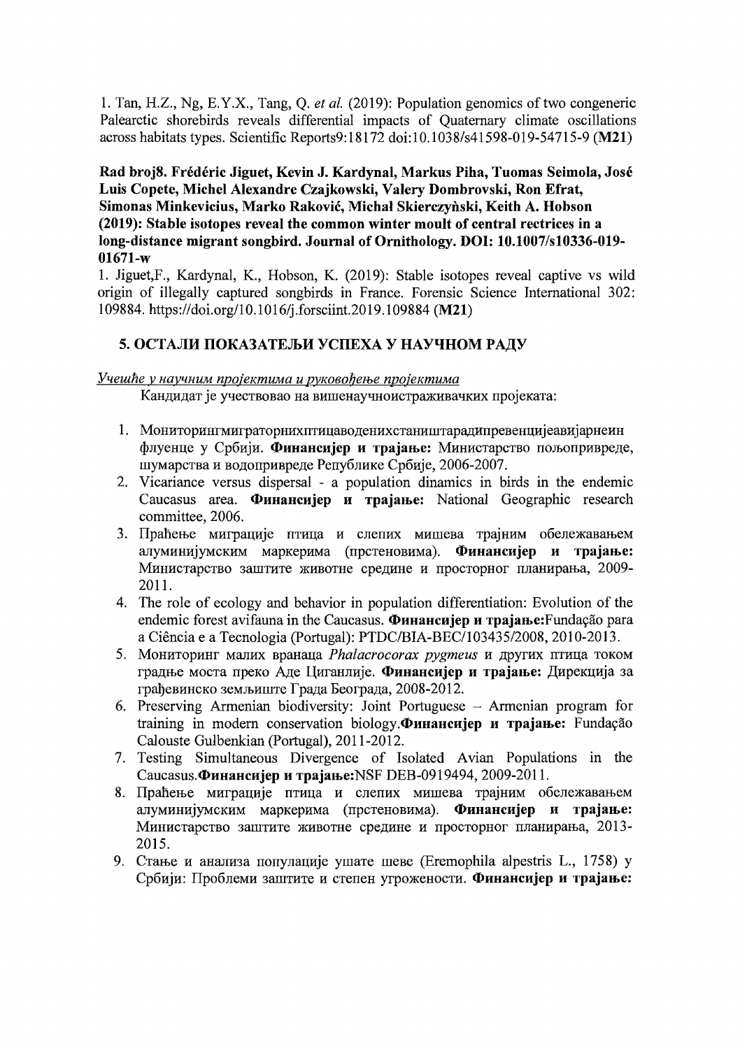1. Tan, H.Z., Ng, E.Y.X., Tang, Q. *et al.* (2019): Population genomics of two congeneric Palearctic shorebirds reveals differential impacts of Quaternary climate oscillations across habitats types. Scientific Reports9:18172 doi:10.1038/s41598-019-54715-9 (**M21**)

**Rad broj8. Frédéric Jiguet, Kevin J. Kardynal, Markus Piha, Tuomas Seimola, José Luis Copete, Michel Alexandre Czajkowski, Valery Dombrovski, Ron Efrat, Simonas Minkevicius, Marko Raković, Michał Skierczyński, Keith A. Hobson (2019): Stable isotopes reveal the common winter moult of central rectrices in a long-distance migrant songbird. Journal of Ornithology. DOI: 10.1007/s10336-019-01671-w**

1. Jiguet,F., Kardynal, K., Hobson, K. (2019): Stable isotopes reveal captive vs wild origin of illegally captured songbirds in France. Forensic Science International 302: 109884. https://doi.org/10.1016/j.forsciint.2019.109884 (**M21**)

## 5. ОСТАЛИ ПОКАЗАТЕЉИ УСПЕХА У НАУЧНОМ РАДУ

*Учешће у научним пројектима и руковођење пројектима*

Кандидат је учествовао на вишенаучноистраживачких пројеката:

1. Мониторингмиграторнихптицаводенихстаништарадипревенцијеавијарнеин флуенце у Србији. **Финансијер и трајање:** Министарство пољопривреде, шумарства и водопривреде Републике Србије, 2006-2007.
2. Vicariance versus dispersal - a population dinamics in birds in the endemic Caucasus area. **Финансијер и трајање:** National Geographic research committee, 2006.
3. Праћење миграције птица и слепих мишева трајним обележавањем алуминијумским маркерима (прстеновима). **Финансијер и трајање:** Министарство заштите животне средине и просторног планирања, 2009-2011.
4. The role of ecology and behavior in population differentiation: Evolution of the endemic forest avifauna in the Caucasus. **Финансијер и трајање:**Fundação para a Ciência e a Tecnologia (Portugal): PTDC/BIA-BEC/103435/2008, 2010-2013.
5. Мониторинг малих вранаца *Phalacrocorax pygmeus* и других птица током градње моста преко Аде Циганлије. **Финансијер и трајање:** Дирекција за грађевинско земљиште Града Београда, 2008-2012.
6. Preserving Armenian biodiversity: Joint Portuguese – Armenian program for training in modern conservation biology.**Финансијер и трајање:** Fundação Calouste Gulbenkian (Portugal), 2011-2012.
7. Testing Simultaneous Divergence of Isolated Avian Populations in the Caucasus.**Финансијер и трајање:**NSF DEB-0919494, 2009-2011.
8. Праћење миграције птица и слепих мишева трајним обележавањем алуминијумским маркерима (прстеновима). **Финансијер и трајање:** Министарство заштите животне средине и просторног планирања, 2013-2015.
9. Стање и анализа популације ушате шеве (Eremophila alpestris L., 1758) у Србији: Проблеми заштите и степен угрожености. **Финансијер и трајање:**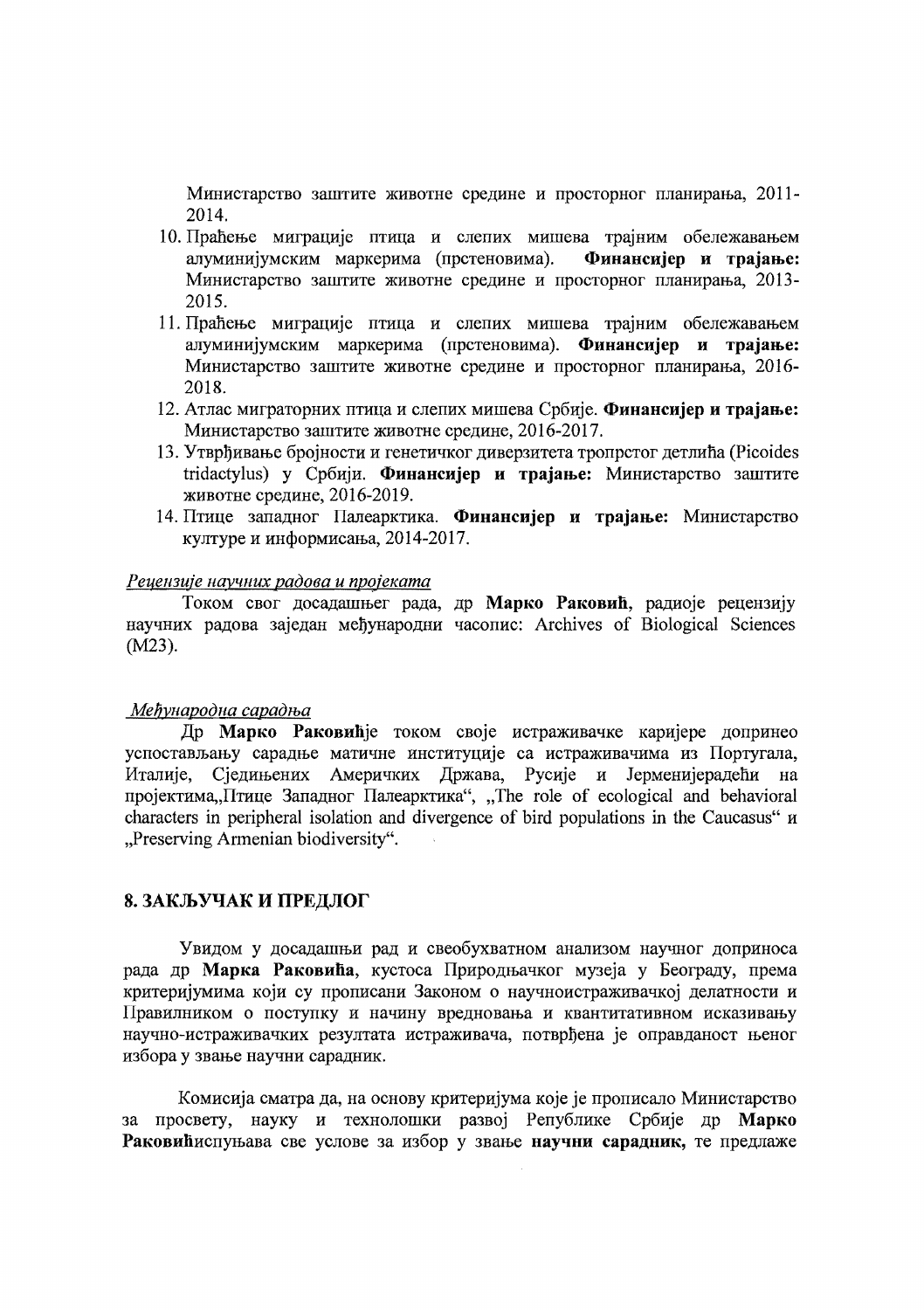Министарство заштите животне средине и просторног планирања, 2011-2014.

10. Праћење миграције птица и слепих мишева трајним обележавањем алуминијумским маркерима (прстеновима). **Финансијер и трајање:** Министарство заштите животне средине и просторног планирања, 2013-2015.
11. Праћење миграције птица и слепих мишева трајним обележавањем алуминијумским маркерима (прстеновима). **Финансијер и трајање:** Министарство заштите животне средине и просторног планирања, 2016-2018.
12. Атлас миграторних птица и слепих мишева Србије. **Финансијер и трајање:** Министарство заштите животне средине, 2016-2017.
13. Утврђивање бројности и генетичког диверзитета тропрстог детлића (Picoides tridactylus) у Србији. **Финансијер и трајање:** Министарство заштите животне средине, 2016-2019.
14. Птице западног Палеарктика. **Финансијер и трајање:** Министарство културе и информисања, 2014-2017.

*Рецензије научних радова и пројеката*

Током свог досадашњег рада, др **Марко Раковић**, радиоје рецензију научних радова заједан међународни часопис: Archives of Biological Sciences (M23).

*Међународна сарадња*

Др **Марко Раковић**је током своје истраживачке каријере допринео успостављању сарадње матичне институције са истраживачима из Португала, Италије, Сједињених Америчких Држава, Русије и Јерменијерадећи на пројектима„Птице Западног Палеарктика", „The role of ecological and behavioral characters in peripheral isolation and divergence of bird populations in the Caucasus" и „Preserving Armenian biodiversity".

## 8. ЗАКЉУЧАК И ПРЕДЛОГ

Увидом у досадашњи рад и свеобухватном анализом научног доприноса рада др **Марка Раковића**, кустоса Природњачког музеја у Београду, према критеријумима који су прописани Законом о научноистраживачкој делатности и Правилником о поступку и начину вредновања и квантитативном исказивању научно-истраживачких резултата истраживача, потврђена је оправданост њеног избора у звање научни сарадник.

Комисија сматра да, на основу критеријума које је прописало Министарство за просвету, науку и технолошки развој Републике Србије др **Марко Раковић**испуњава све услове за избор у звање **научни сарадник,** те предлаже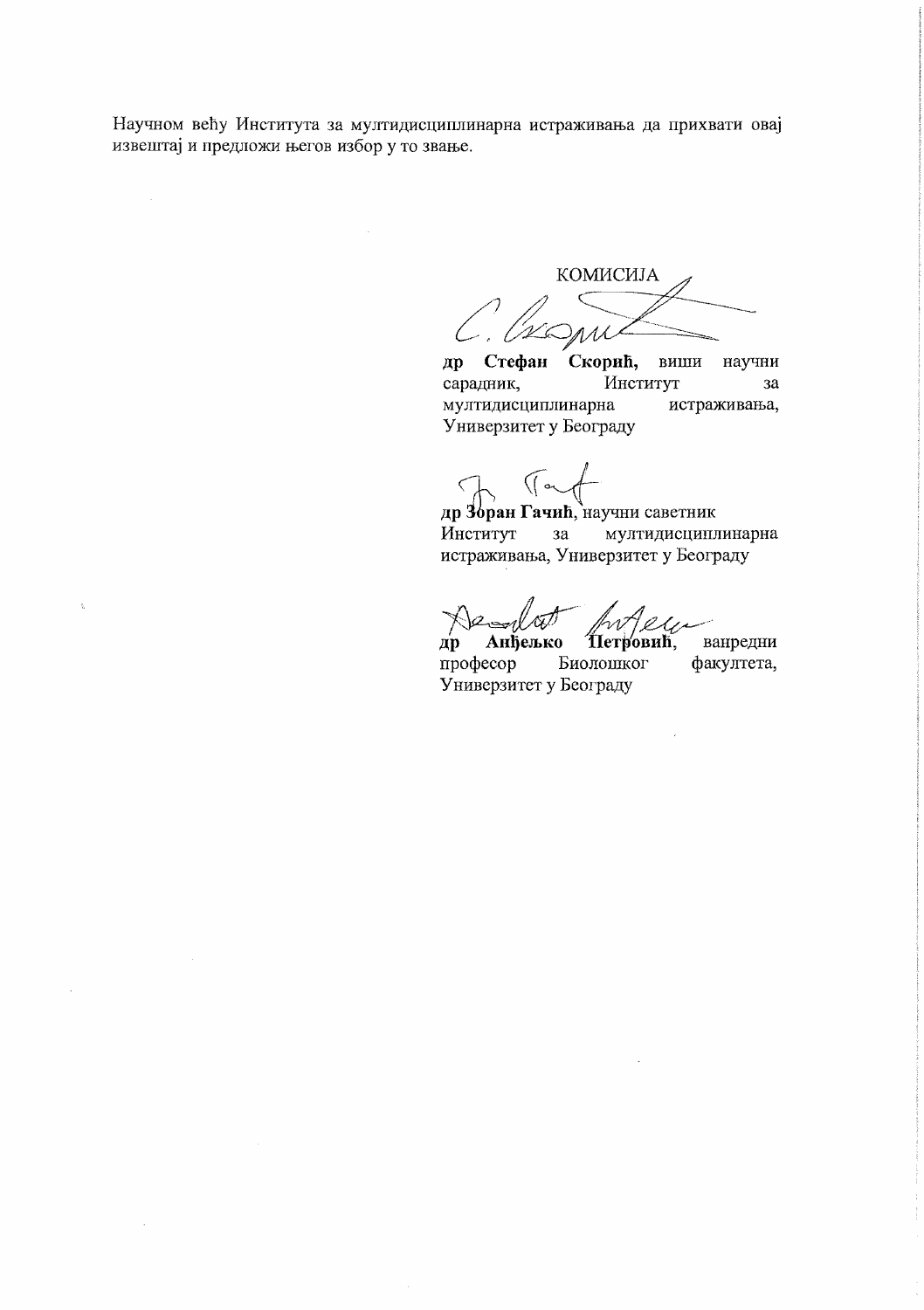Научном већу Института за мултидисциплинарна истраживања да прихвати овај извештај и предложи његов избор у то звање.

КОМИСИЈА

**др Стефан Скорић,** виши научни сарадник, Институт за мултидисциплинарна истраживања, Универзитет у Београду

**др Зоран Гачић**, научни саветник Институт за мултидисциплинарна истраживања, Универзитет у Београду

**др Анђелко Петровић**, ванредни професор Биолошког факултета, Универзитет у Београду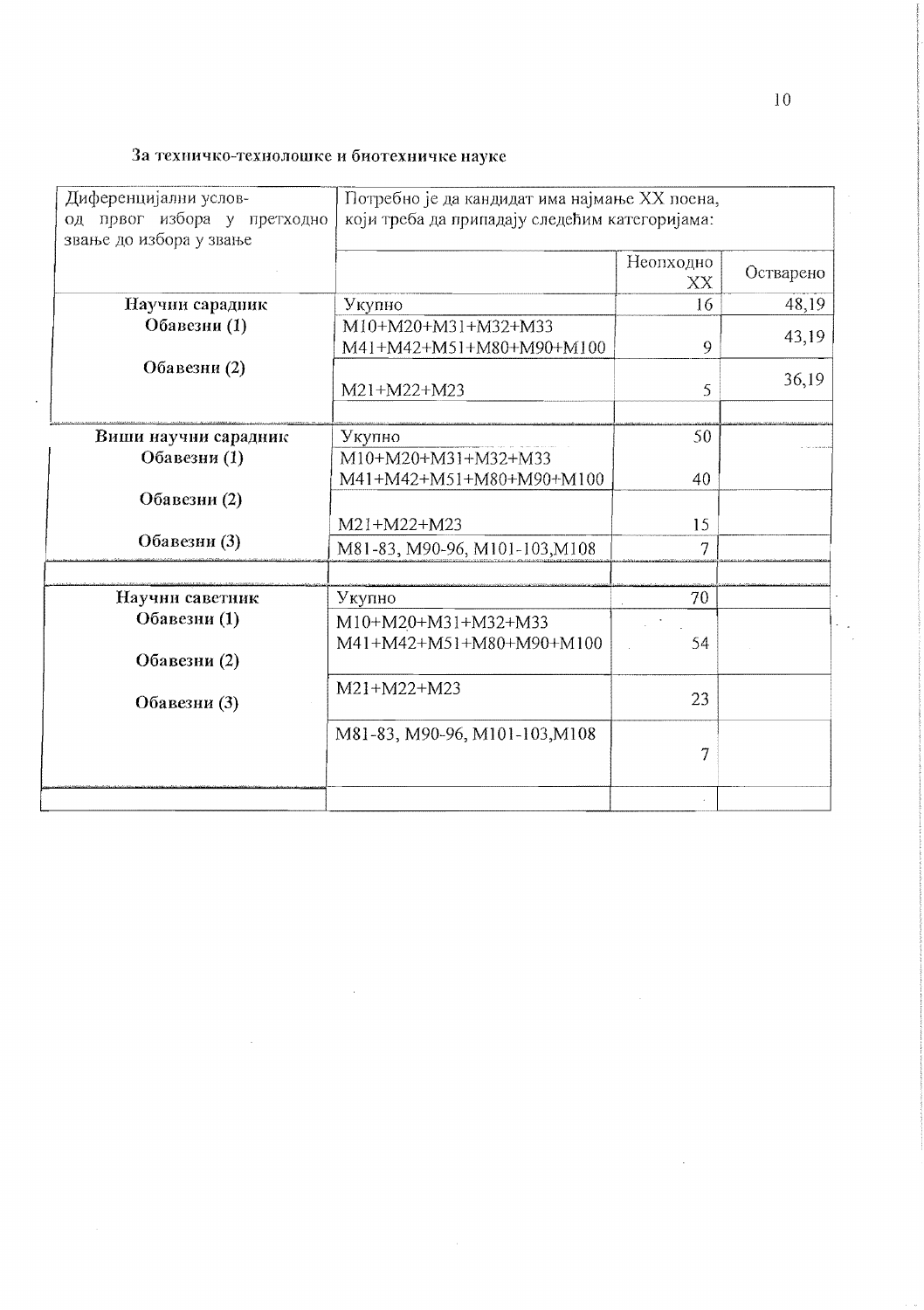### За техничко-технолошке и биотехничке науке

| Диференцијални услов- од првог избора у претходно звање до избора у звање | Потребно је да кандидат има најмање XX поена, који треба да припадају следећим категоријама: | | |
|---|---|---|---|
| | | Неопходно XX | Остварено |
| **Научни сарадник** | Укупно | 16 | 48,19 |
| **Обавезни (1)** | M10+M20+M31+M32+M33 M41+M42+M51+M80+M90+M100 | 9 | 43,19 |
| **Обавезни (2)** | M21+M22+M23 | 5 | 36,19 |
| | | | |
| **Виши научни сарадник** | Укупно | 50 | |
| **Обавезни (1)** | M10+M20+M31+M32+M33 M41+M42+M51+M80+M90+M100 | 40 | |
| **Обавезни (2)** | M21+M22+M23 | 15 | |
| **Обавезни (3)** | M81-83, M90-96, M101-103,M108 | 7 | |
| | | | |
| **Научни саветник** | Укупно | 70 | |
| **Обавезни (1)** | M10+M20+M31+M32+M33 M41+M42+M51+M80+M90+M100 | 54 | |
| **Обавезни (2)** | M21+M22+M23 | 23 | |
| **Обавезни (3)** | M81-83, M90-96, M101-103,M108 | 7 | |
| | | | |